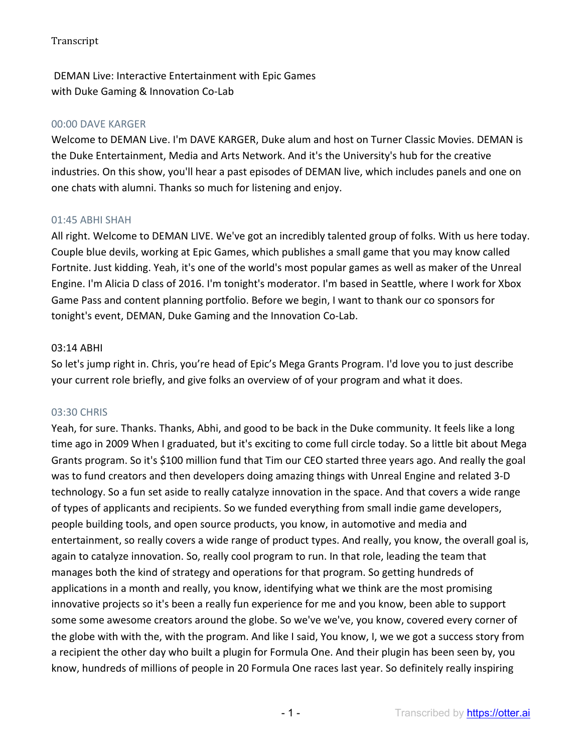Transcript

DEMAN Live: Interactive Entertainment with Epic Games
with Duke Gaming & Innovation Co-Lab

00:00 DAVE KARGER

Welcome to DEMAN Live. I'm DAVE KARGER, Duke alum and host on Turner Classic Movies. DEMAN is the Duke Entertainment, Media and Arts Network. And it's the University's hub for the creative industries. On this show, you'll hear a past episodes of DEMAN live, which includes panels and one on one chats with alumni. Thanks so much for listening and enjoy.

01:45 ABHI SHAH

All right. Welcome to DEMAN LIVE. We've got an incredibly talented group of folks. With us here today. Couple blue devils, working at Epic Games, which publishes a small game that you may know called Fortnite. Just kidding. Yeah, it's one of the world's most popular games as well as maker of the Unreal Engine. I'm Alicia D class of 2016. I'm tonight's moderator. I'm based in Seattle, where I work for Xbox Game Pass and content planning portfolio. Before we begin, I want to thank our co sponsors for tonight's event, DEMAN, Duke Gaming and the Innovation Co-Lab.

03:14 ABHI

So let's jump right in. Chris, you're head of Epic's Mega Grants Program. I'd love you to just describe your current role briefly, and give folks an overview of of your program and what it does.

03:30 CHRIS

Yeah, for sure. Thanks. Thanks, Abhi, and good to be back in the Duke community. It feels like a long time ago in 2009 When I graduated, but it's exciting to come full circle today. So a little bit about Mega Grants program. So it's $100 million fund that Tim our CEO started three years ago. And really the goal was to fund creators and then developers doing amazing things with Unreal Engine and related 3-D technology. So a fun set aside to really catalyze innovation in the space. And that covers a wide range of types of applicants and recipients. So we funded everything from small indie game developers, people building tools, and open source products, you know, in automotive and media and entertainment, so really covers a wide range of product types. And really, you know, the overall goal is, again to catalyze innovation. So, really cool program to run. In that role, leading the team that manages both the kind of strategy and operations for that program. So getting hundreds of applications in a month and really, you know, identifying what we think are the most promising innovative projects so it's been a really fun experience for me and you know, been able to support some some awesome creators around the globe. So we've we've, you know, covered every corner of the globe with with the, with the program. And like I said, You know, I, we we got a success story from a recipient the other day who built a plugin for Formula One. And their plugin has been seen by, you know, hundreds of millions of people in 20 Formula One races last year. So definitely really inspiring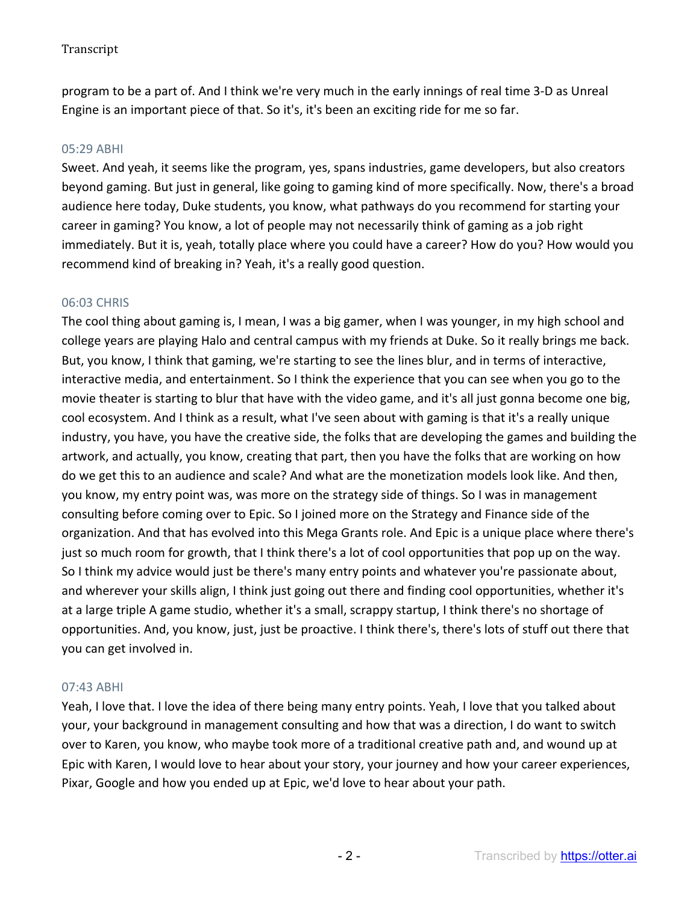program to be a part of. And I think we're very much in the early innings of real time 3-D as Unreal Engine is an important piece of that. So it's, it's been an exciting ride for me so far.

05:29 ABHI

Sweet. And yeah, it seems like the program, yes, spans industries, game developers, but also creators beyond gaming. But just in general, like going to gaming kind of more specifically. Now, there's a broad audience here today, Duke students, you know, what pathways do you recommend for starting your career in gaming? You know, a lot of people may not necessarily think of gaming as a job right immediately. But it is, yeah, totally place where you could have a career? How do you? How would you recommend kind of breaking in? Yeah, it's a really good question.

06:03 CHRIS

The cool thing about gaming is, I mean, I was a big gamer, when I was younger, in my high school and college years are playing Halo and central campus with my friends at Duke. So it really brings me back. But, you know, I think that gaming, we're starting to see the lines blur, and in terms of interactive, interactive media, and entertainment. So I think the experience that you can see when you go to the movie theater is starting to blur that have with the video game, and it's all just gonna become one big, cool ecosystem. And I think as a result, what I've seen about with gaming is that it's a really unique industry, you have, you have the creative side, the folks that are developing the games and building the artwork, and actually, you know, creating that part, then you have the folks that are working on how do we get this to an audience and scale? And what are the monetization models look like. And then, you know, my entry point was, was more on the strategy side of things. So I was in management consulting before coming over to Epic. So I joined more on the Strategy and Finance side of the organization. And that has evolved into this Mega Grants role. And Epic is a unique place where there's just so much room for growth, that I think there's a lot of cool opportunities that pop up on the way. So I think my advice would just be there's many entry points and whatever you're passionate about, and wherever your skills align, I think just going out there and finding cool opportunities, whether it's at a large triple A game studio, whether it's a small, scrappy startup, I think there's no shortage of opportunities. And, you know, just, just be proactive. I think there's, there's lots of stuff out there that you can get involved in.

07:43 ABHI

Yeah, I love that. I love the idea of there being many entry points. Yeah, I love that you talked about your, your background in management consulting and how that was a direction, I do want to switch over to Karen, you know, who maybe took more of a traditional creative path and, and wound up at Epic with Karen, I would love to hear about your story, your journey and how your career experiences, Pixar, Google and how you ended up at Epic, we'd love to hear about your path.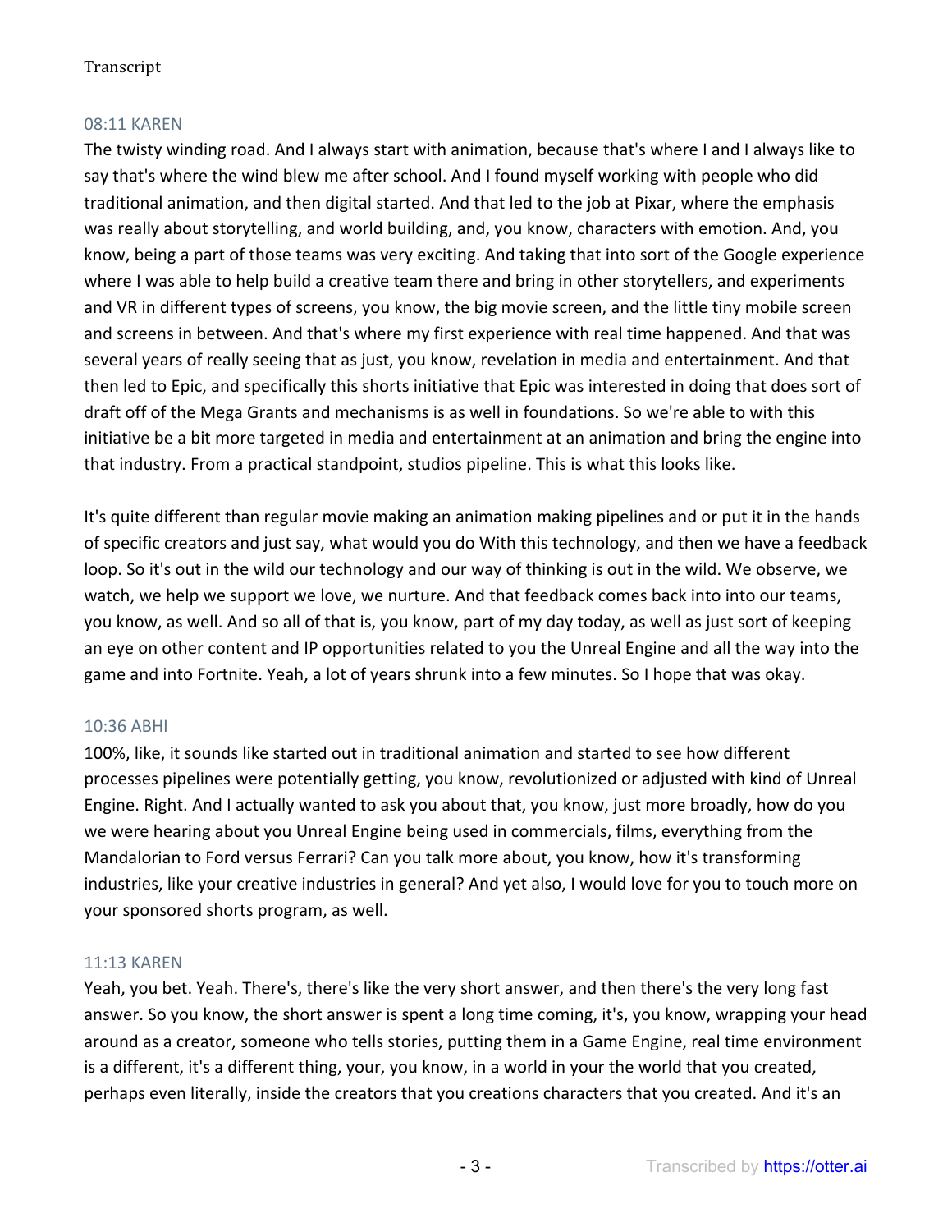### 08:11 KAREN

The twisty winding road. And I always start with animation, because that's where I and I always like to say that's where the wind blew me after school. And I found myself working with people who did traditional animation, and then digital started. And that led to the job at Pixar, where the emphasis was really about storytelling, and world building, and, you know, characters with emotion. And, you know, being a part of those teams was very exciting. And taking that into sort of the Google experience where I was able to help build a creative team there and bring in other storytellers, and experiments and VR in different types of screens, you know, the big movie screen, and the little tiny mobile screen and screens in between. And that's where my first experience with real time happened. And that was several years of really seeing that as just, you know, revelation in media and entertainment. And that then led to Epic, and specifically this shorts initiative that Epic was interested in doing that does sort of draft off of the Mega Grants and mechanisms is as well in foundations. So we're able to with this initiative be a bit more targeted in media and entertainment at an animation and bring the engine into that industry. From a practical standpoint, studios pipeline. This is what this looks like.

It's quite different than regular movie making an animation making pipelines and or put it in the hands of specific creators and just say, what would you do With this technology, and then we have a feedback loop. So it's out in the wild our technology and our way of thinking is out in the wild. We observe, we watch, we help we support we love, we nurture. And that feedback comes back into into our teams, you know, as well. And so all of that is, you know, part of my day today, as well as just sort of keeping an eye on other content and IP opportunities related to you the Unreal Engine and all the way into the game and into Fortnite. Yeah, a lot of years shrunk into a few minutes. So I hope that was okay.

### 10:36 ABHI

100%, like, it sounds like started out in traditional animation and started to see how different processes pipelines were potentially getting, you know, revolutionized or adjusted with kind of Unreal Engine. Right. And I actually wanted to ask you about that, you know, just more broadly, how do you we were hearing about you Unreal Engine being used in commercials, films, everything from the Mandalorian to Ford versus Ferrari? Can you talk more about, you know, how it's transforming industries, like your creative industries in general? And yet also, I would love for you to touch more on your sponsored shorts program, as well.

### 11:13 KAREN

Yeah, you bet. Yeah. There's, there's like the very short answer, and then there's the very long fast answer. So you know, the short answer is spent a long time coming, it's, you know, wrapping your head around as a creator, someone who tells stories, putting them in a Game Engine, real time environment is a different, it's a different thing, your, you know, in a world in your the world that you created, perhaps even literally, inside the creators that you creations characters that you created. And it's an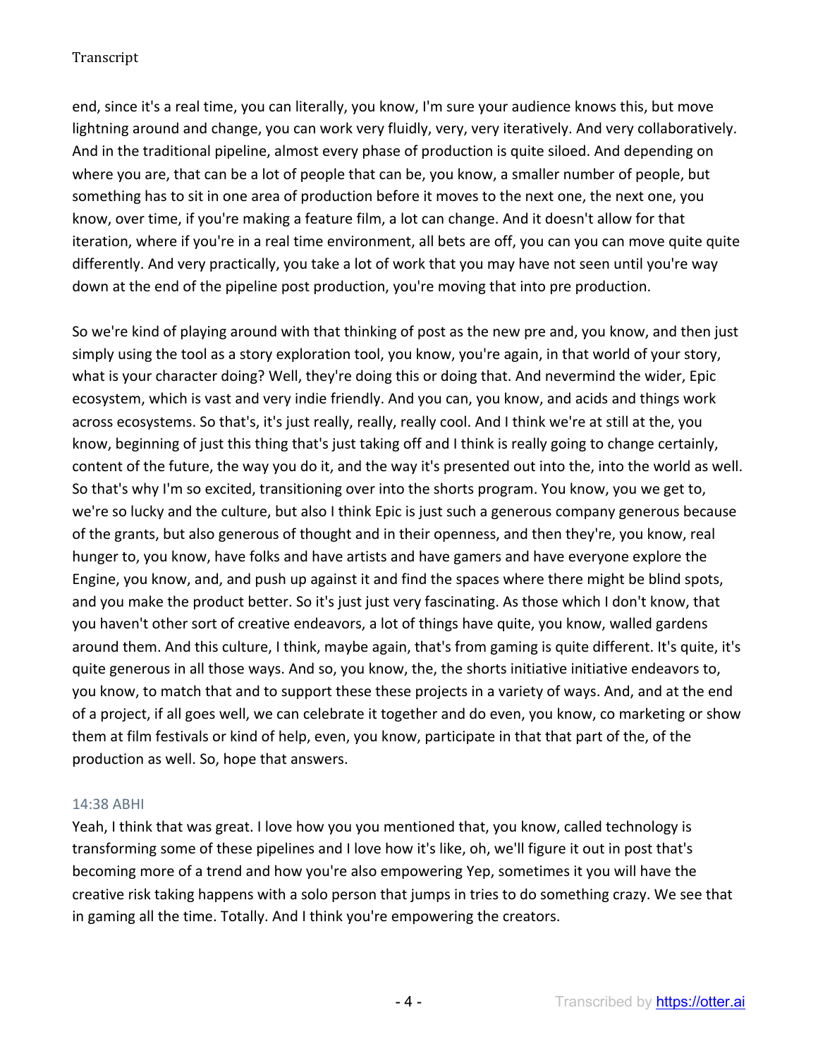end, since it's a real time, you can literally, you know, I'm sure your audience knows this, but move lightning around and change, you can work very fluidly, very, very iteratively. And very collaboratively. And in the traditional pipeline, almost every phase of production is quite siloed. And depending on where you are, that can be a lot of people that can be, you know, a smaller number of people, but something has to sit in one area of production before it moves to the next one, the next one, you know, over time, if you're making a feature film, a lot can change. And it doesn't allow for that iteration, where if you're in a real time environment, all bets are off, you can you can move quite quite differently. And very practically, you take a lot of work that you may have not seen until you're way down at the end of the pipeline post production, you're moving that into pre production.

So we're kind of playing around with that thinking of post as the new pre and, you know, and then just simply using the tool as a story exploration tool, you know, you're again, in that world of your story, what is your character doing? Well, they're doing this or doing that. And nevermind the wider, Epic ecosystem, which is vast and very indie friendly. And you can, you know, and acids and things work across ecosystems. So that's, it's just really, really, really cool. And I think we're at still at the, you know, beginning of just this thing that's just taking off and I think is really going to change certainly, content of the future, the way you do it, and the way it's presented out into the, into the world as well. So that's why I'm so excited, transitioning over into the shorts program. You know, you we get to, we're so lucky and the culture, but also I think Epic is just such a generous company generous because of the grants, but also generous of thought and in their openness, and then they're, you know, real hunger to, you know, have folks and have artists and have gamers and have everyone explore the Engine, you know, and, and push up against it and find the spaces where there might be blind spots, and you make the product better. So it's just just very fascinating. As those which I don't know, that you haven't other sort of creative endeavors, a lot of things have quite, you know, walled gardens around them. And this culture, I think, maybe again, that's from gaming is quite different. It's quite, it's quite generous in all those ways. And so, you know, the, the shorts initiative initiative endeavors to, you know, to match that and to support these these projects in a variety of ways. And, and at the end of a project, if all goes well, we can celebrate it together and do even, you know, co marketing or show them at film festivals or kind of help, even, you know, participate in that that part of the, of the production as well. So, hope that answers.

14:38 ABHI

Yeah, I think that was great. I love how you you mentioned that, you know, called technology is transforming some of these pipelines and I love how it's like, oh, we'll figure it out in post that's becoming more of a trend and how you're also empowering Yep, sometimes it you will have the creative risk taking happens with a solo person that jumps in tries to do something crazy. We see that in gaming all the time. Totally. And I think you're empowering the creators.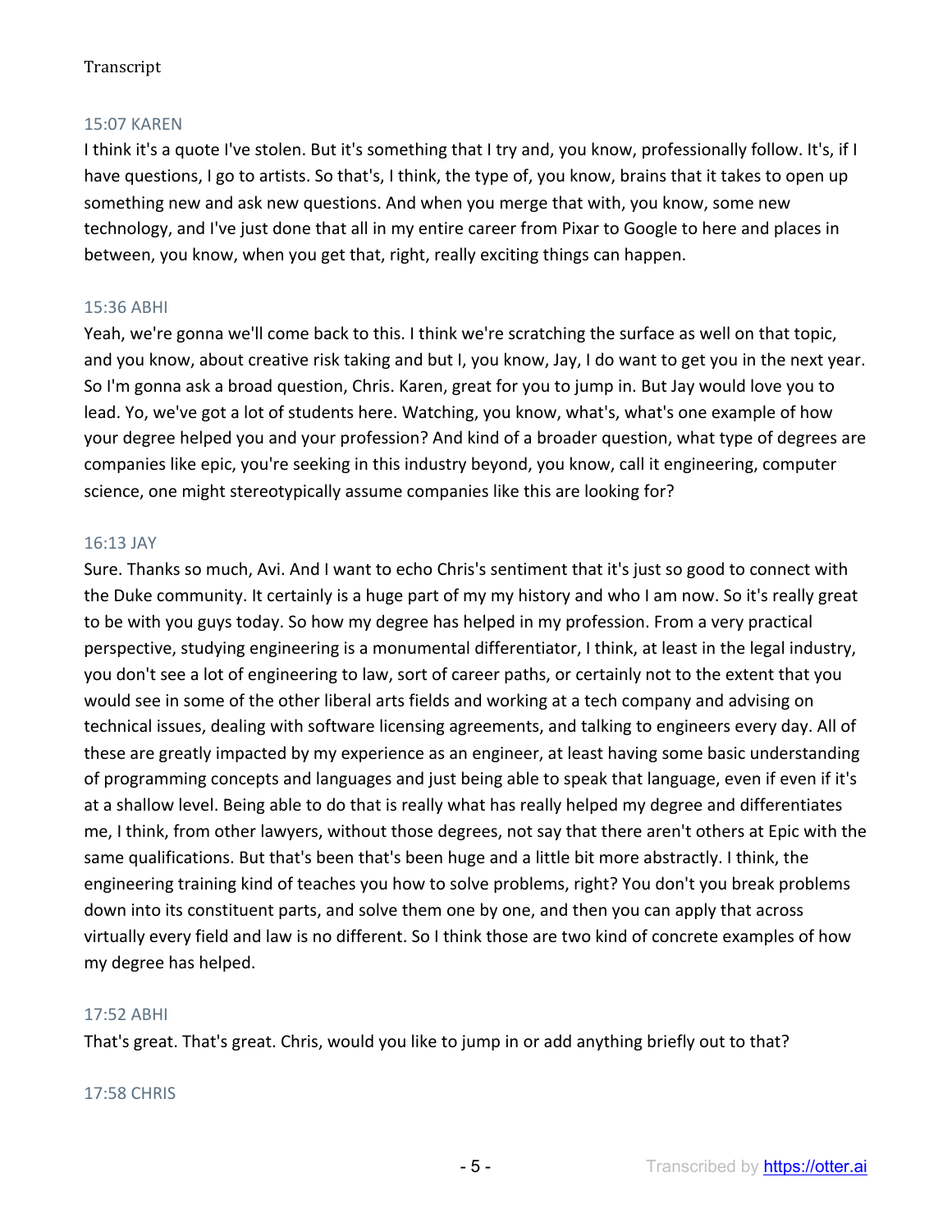15:07 KAREN

I think it's a quote I've stolen. But it's something that I try and, you know, professionally follow. It's, if I have questions, I go to artists. So that's, I think, the type of, you know, brains that it takes to open up something new and ask new questions. And when you merge that with, you know, some new technology, and I've just done that all in my entire career from Pixar to Google to here and places in between, you know, when you get that, right, really exciting things can happen.

15:36 ABHI

Yeah, we're gonna we'll come back to this. I think we're scratching the surface as well on that topic, and you know, about creative risk taking and but I, you know, Jay, I do want to get you in the next year. So I'm gonna ask a broad question, Chris. Karen, great for you to jump in. But Jay would love you to lead. Yo, we've got a lot of students here. Watching, you know, what's, what's one example of how your degree helped you and your profession? And kind of a broader question, what type of degrees are companies like epic, you're seeking in this industry beyond, you know, call it engineering, computer science, one might stereotypically assume companies like this are looking for?

16:13 JAY

Sure. Thanks so much, Avi. And I want to echo Chris's sentiment that it's just so good to connect with the Duke community. It certainly is a huge part of my my history and who I am now. So it's really great to be with you guys today. So how my degree has helped in my profession. From a very practical perspective, studying engineering is a monumental differentiator, I think, at least in the legal industry, you don't see a lot of engineering to law, sort of career paths, or certainly not to the extent that you would see in some of the other liberal arts fields and working at a tech company and advising on technical issues, dealing with software licensing agreements, and talking to engineers every day. All of these are greatly impacted by my experience as an engineer, at least having some basic understanding of programming concepts and languages and just being able to speak that language, even if even if it's at a shallow level. Being able to do that is really what has really helped my degree and differentiates me, I think, from other lawyers, without those degrees, not say that there aren't others at Epic with the same qualifications. But that's been that's been huge and a little bit more abstractly. I think, the engineering training kind of teaches you how to solve problems, right? You don't you break problems down into its constituent parts, and solve them one by one, and then you can apply that across virtually every field and law is no different. So I think those are two kind of concrete examples of how my degree has helped.

17:52 ABHI

That's great. That's great. Chris, would you like to jump in or add anything briefly out to that?

17:58 CHRIS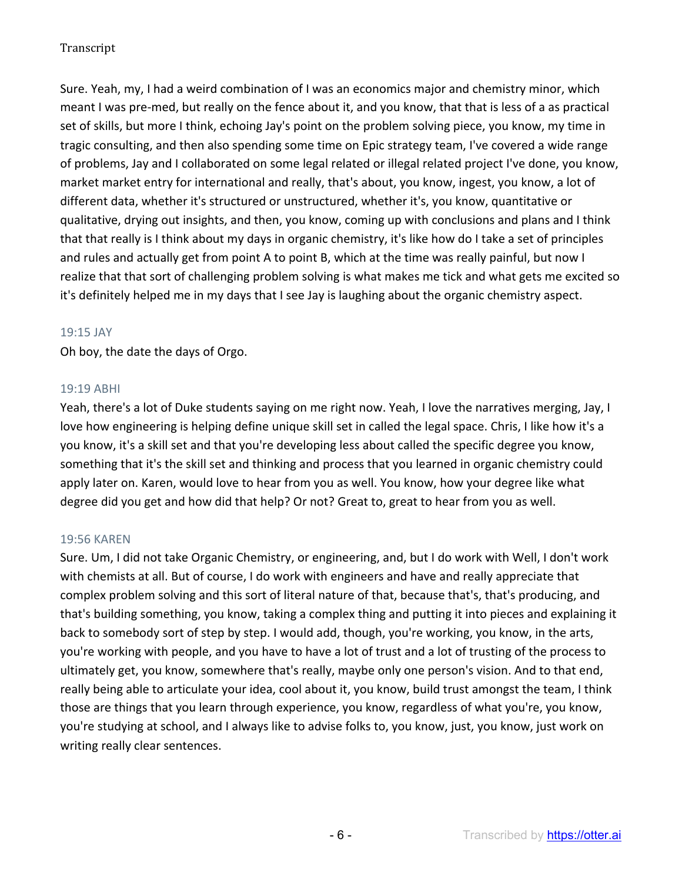Sure. Yeah, my, I had a weird combination of I was an economics major and chemistry minor, which meant I was pre-med, but really on the fence about it, and you know, that that is less of a as practical set of skills, but more I think, echoing Jay's point on the problem solving piece, you know, my time in tragic consulting, and then also spending some time on Epic strategy team, I've covered a wide range of problems, Jay and I collaborated on some legal related or illegal related project I've done, you know, market market entry for international and really, that's about, you know, ingest, you know, a lot of different data, whether it's structured or unstructured, whether it's, you know, quantitative or qualitative, drying out insights, and then, you know, coming up with conclusions and plans and I think that that really is I think about my days in organic chemistry, it's like how do I take a set of principles and rules and actually get from point A to point B, which at the time was really painful, but now I realize that that sort of challenging problem solving is what makes me tick and what gets me excited so it's definitely helped me in my days that I see Jay is laughing about the organic chemistry aspect.

19:15 JAY

Oh boy, the date the days of Orgo.

19:19 ABHI

Yeah, there's a lot of Duke students saying on me right now. Yeah, I love the narratives merging, Jay, I love how engineering is helping define unique skill set in called the legal space. Chris, I like how it's a you know, it's a skill set and that you're developing less about called the specific degree you know, something that it's the skill set and thinking and process that you learned in organic chemistry could apply later on. Karen, would love to hear from you as well. You know, how your degree like what degree did you get and how did that help? Or not? Great to, great to hear from you as well.

19:56 KAREN

Sure. Um, I did not take Organic Chemistry, or engineering, and, but I do work with Well, I don't work with chemists at all. But of course, I do work with engineers and have and really appreciate that complex problem solving and this sort of literal nature of that, because that's, that's producing, and that's building something, you know, taking a complex thing and putting it into pieces and explaining it back to somebody sort of step by step. I would add, though, you're working, you know, in the arts, you're working with people, and you have to have a lot of trust and a lot of trusting of the process to ultimately get, you know, somewhere that's really, maybe only one person's vision. And to that end, really being able to articulate your idea, cool about it, you know, build trust amongst the team, I think those are things that you learn through experience, you know, regardless of what you're, you know, you're studying at school, and I always like to advise folks to, you know, just, you know, just work on writing really clear sentences.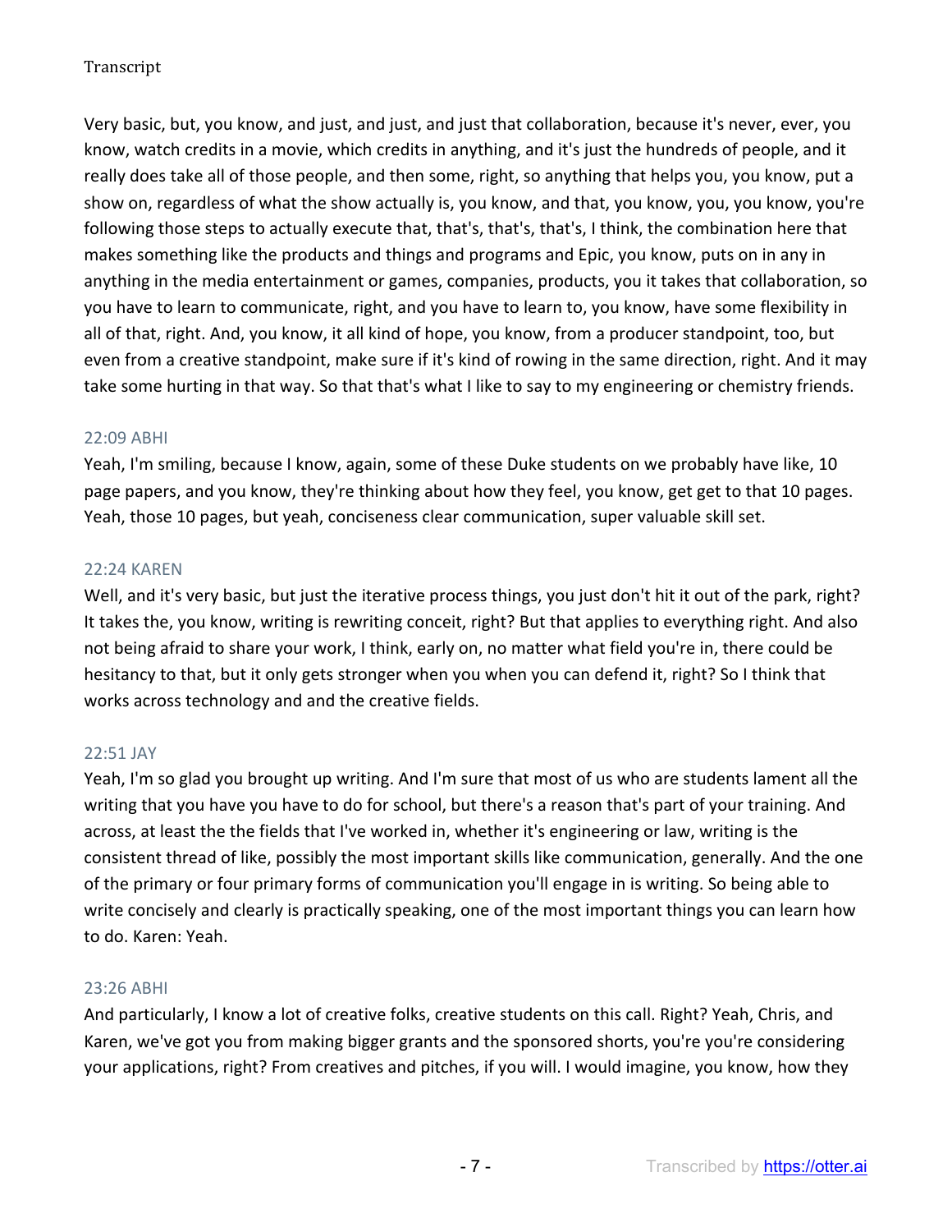Very basic, but, you know, and just, and just, and just that collaboration, because it's never, ever, you know, watch credits in a movie, which credits in anything, and it's just the hundreds of people, and it really does take all of those people, and then some, right, so anything that helps you, you know, put a show on, regardless of what the show actually is, you know, and that, you know, you, you know, you're following those steps to actually execute that, that's, that's, that's, I think, the combination here that makes something like the products and things and programs and Epic, you know, puts on in any in anything in the media entertainment or games, companies, products, you it takes that collaboration, so you have to learn to communicate, right, and you have to learn to, you know, have some flexibility in all of that, right. And, you know, it all kind of hope, you know, from a producer standpoint, too, but even from a creative standpoint, make sure if it's kind of rowing in the same direction, right. And it may take some hurting in that way. So that that's what I like to say to my engineering or chemistry friends.

22:09 ABHI

Yeah, I'm smiling, because I know, again, some of these Duke students on we probably have like, 10 page papers, and you know, they're thinking about how they feel, you know, get get to that 10 pages. Yeah, those 10 pages, but yeah, conciseness clear communication, super valuable skill set.

22:24 KAREN

Well, and it's very basic, but just the iterative process things, you just don't hit it out of the park, right? It takes the, you know, writing is rewriting conceit, right? But that applies to everything right. And also not being afraid to share your work, I think, early on, no matter what field you're in, there could be hesitancy to that, but it only gets stronger when you when you can defend it, right? So I think that works across technology and and the creative fields.

22:51 JAY

Yeah, I'm so glad you brought up writing. And I'm sure that most of us who are students lament all the writing that you have you have to do for school, but there's a reason that's part of your training. And across, at least the the fields that I've worked in, whether it's engineering or law, writing is the consistent thread of like, possibly the most important skills like communication, generally. And the one of the primary or four primary forms of communication you'll engage in is writing. So being able to write concisely and clearly is practically speaking, one of the most important things you can learn how to do. Karen: Yeah.

23:26 ABHI

And particularly, I know a lot of creative folks, creative students on this call. Right? Yeah, Chris, and Karen, we've got you from making bigger grants and the sponsored shorts, you're you're considering your applications, right? From creatives and pitches, if you will. I would imagine, you know, how they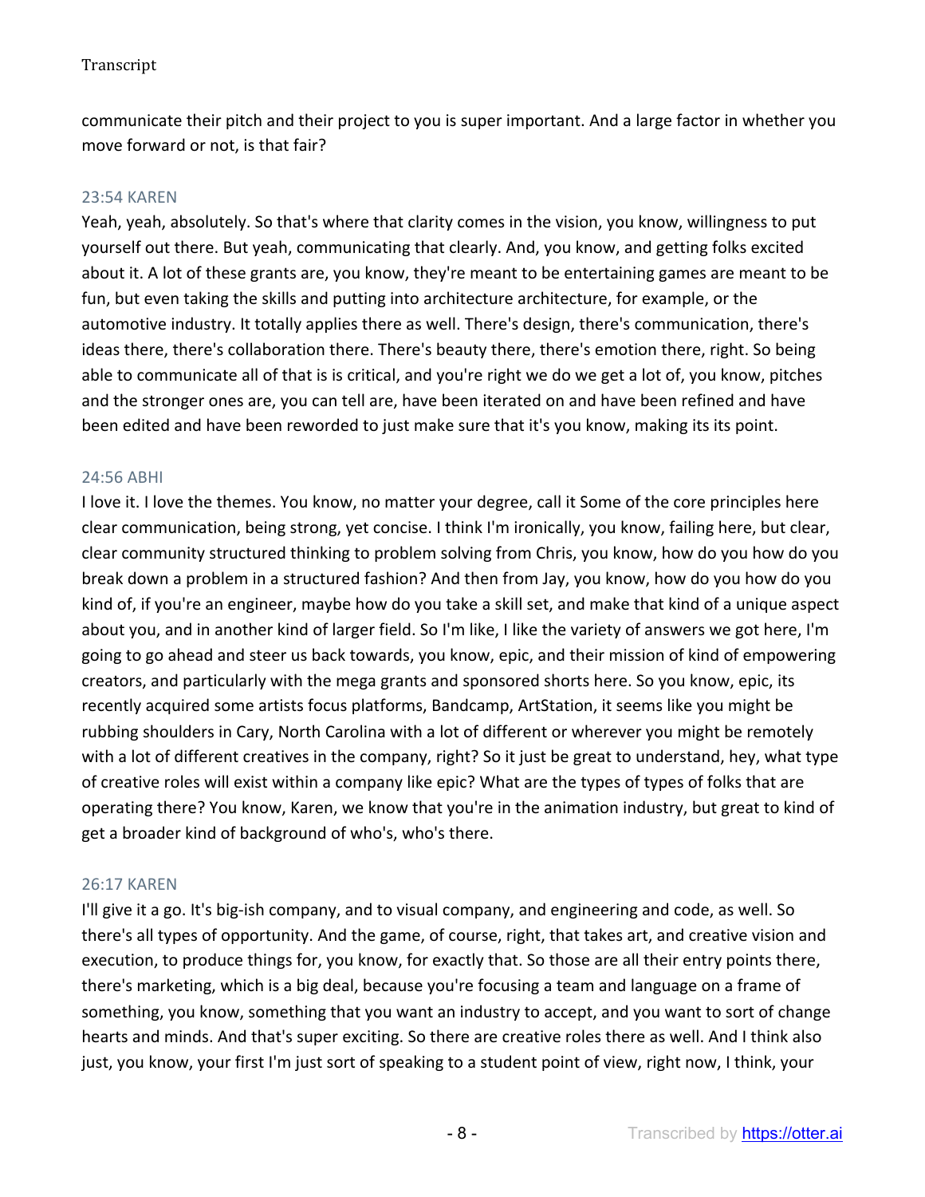communicate their pitch and their project to you is super important. And a large factor in whether you move forward or not, is that fair?

23:54 KAREN

Yeah, yeah, absolutely. So that's where that clarity comes in the vision, you know, willingness to put yourself out there. But yeah, communicating that clearly. And, you know, and getting folks excited about it. A lot of these grants are, you know, they're meant to be entertaining games are meant to be fun, but even taking the skills and putting into architecture architecture, for example, or the automotive industry. It totally applies there as well. There's design, there's communication, there's ideas there, there's collaboration there. There's beauty there, there's emotion there, right. So being able to communicate all of that is is critical, and you're right we do we get a lot of, you know, pitches and the stronger ones are, you can tell are, have been iterated on and have been refined and have been edited and have been reworded to just make sure that it's you know, making its its point.

24:56 ABHI

I love it. I love the themes. You know, no matter your degree, call it Some of the core principles here clear communication, being strong, yet concise. I think I'm ironically, you know, failing here, but clear, clear community structured thinking to problem solving from Chris, you know, how do you how do you break down a problem in a structured fashion? And then from Jay, you know, how do you how do you kind of, if you're an engineer, maybe how do you take a skill set, and make that kind of a unique aspect about you, and in another kind of larger field. So I'm like, I like the variety of answers we got here, I'm going to go ahead and steer us back towards, you know, epic, and their mission of kind of empowering creators, and particularly with the mega grants and sponsored shorts here. So you know, epic, its recently acquired some artists focus platforms, Bandcamp, ArtStation, it seems like you might be rubbing shoulders in Cary, North Carolina with a lot of different or wherever you might be remotely with a lot of different creatives in the company, right? So it just be great to understand, hey, what type of creative roles will exist within a company like epic? What are the types of types of folks that are operating there? You know, Karen, we know that you're in the animation industry, but great to kind of get a broader kind of background of who's, who's there.

26:17 KAREN

I'll give it a go. It's big-ish company, and to visual company, and engineering and code, as well. So there's all types of opportunity. And the game, of course, right, that takes art, and creative vision and execution, to produce things for, you know, for exactly that. So those are all their entry points there, there's marketing, which is a big deal, because you're focusing a team and language on a frame of something, you know, something that you want an industry to accept, and you want to sort of change hearts and minds. And that's super exciting. So there are creative roles there as well. And I think also just, you know, your first I'm just sort of speaking to a student point of view, right now, I think, your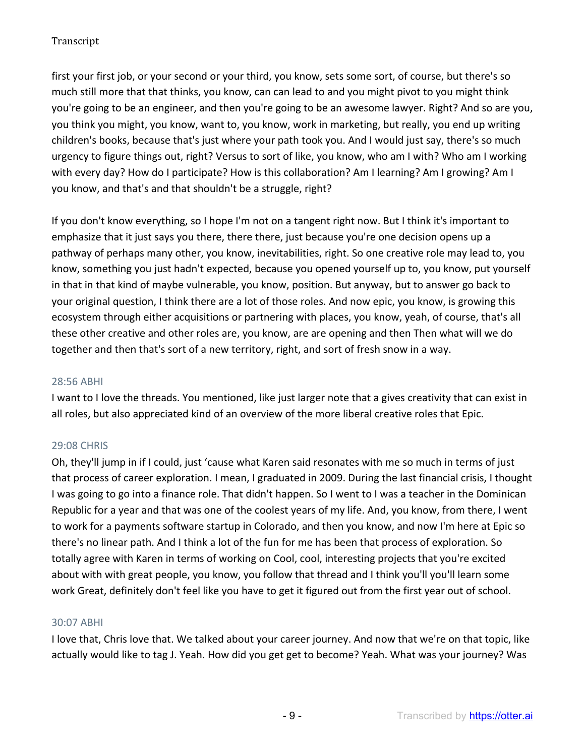first your first job, or your second or your third, you know, sets some sort, of course, but there's so much still more that that thinks, you know, can can lead to and you might pivot to you might think you're going to be an engineer, and then you're going to be an awesome lawyer. Right? And so are you, you think you might, you know, want to, you know, work in marketing, but really, you end up writing children's books, because that's just where your path took you. And I would just say, there's so much urgency to figure things out, right? Versus to sort of like, you know, who am I with? Who am I working with every day? How do I participate? How is this collaboration? Am I learning? Am I growing? Am I you know, and that's and that shouldn't be a struggle, right?

If you don't know everything, so I hope I'm not on a tangent right now. But I think it's important to emphasize that it just says you there, there there, just because you're one decision opens up a pathway of perhaps many other, you know, inevitabilities, right. So one creative role may lead to, you know, something you just hadn't expected, because you opened yourself up to, you know, put yourself in that in that kind of maybe vulnerable, you know, position. But anyway, but to answer go back to your original question, I think there are a lot of those roles. And now epic, you know, is growing this ecosystem through either acquisitions or partnering with places, you know, yeah, of course, that's all these other creative and other roles are, you know, are are opening and then Then what will we do together and then that's sort of a new territory, right, and sort of fresh snow in a way.

28:56 ABHI

I want to I love the threads. You mentioned, like just larger note that a gives creativity that can exist in all roles, but also appreciated kind of an overview of the more liberal creative roles that Epic.

29:08 CHRIS

Oh, they'll jump in if I could, just 'cause what Karen said resonates with me so much in terms of just that process of career exploration. I mean, I graduated in 2009. During the last financial crisis, I thought I was going to go into a finance role. That didn't happen. So I went to I was a teacher in the Dominican Republic for a year and that was one of the coolest years of my life. And, you know, from there, I went to work for a payments software startup in Colorado, and then you know, and now I'm here at Epic so there's no linear path. And I think a lot of the fun for me has been that process of exploration. So totally agree with Karen in terms of working on Cool, cool, interesting projects that you're excited about with with great people, you know, you follow that thread and I think you'll you'll learn some work Great, definitely don't feel like you have to get it figured out from the first year out of school.

30:07 ABHI

I love that, Chris love that. We talked about your career journey. And now that we're on that topic, like actually would like to tag J. Yeah. How did you get get to become? Yeah. What was your journey? Was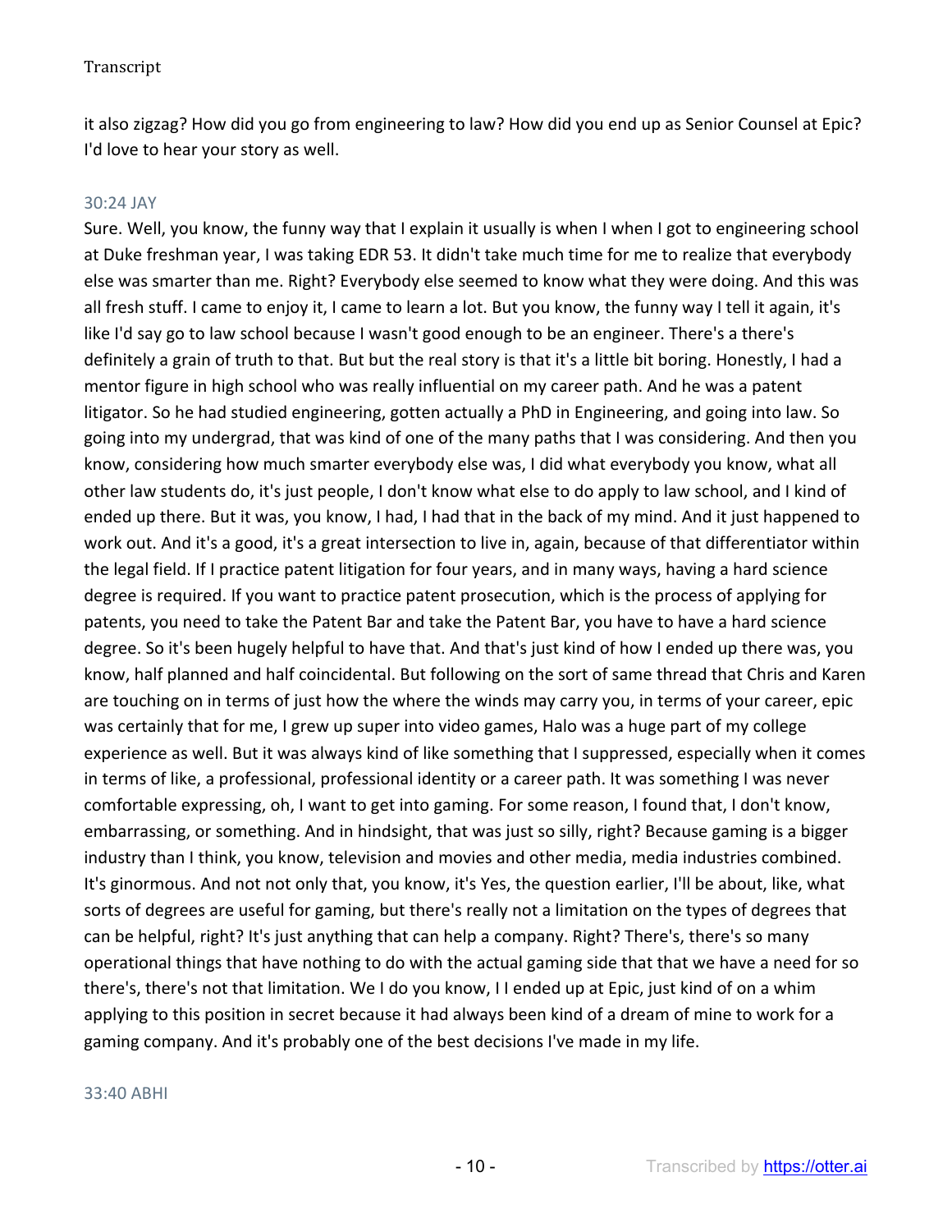it also zigzag? How did you go from engineering to law? How did you end up as Senior Counsel at Epic? I'd love to hear your story as well.

30:24 JAY

Sure. Well, you know, the funny way that I explain it usually is when I when I got to engineering school at Duke freshman year, I was taking EDR 53. It didn't take much time for me to realize that everybody else was smarter than me. Right? Everybody else seemed to know what they were doing. And this was all fresh stuff. I came to enjoy it, I came to learn a lot. But you know, the funny way I tell it again, it's like I'd say go to law school because I wasn't good enough to be an engineer. There's a there's definitely a grain of truth to that. But but the real story is that it's a little bit boring. Honestly, I had a mentor figure in high school who was really influential on my career path. And he was a patent litigator. So he had studied engineering, gotten actually a PhD in Engineering, and going into law. So going into my undergrad, that was kind of one of the many paths that I was considering. And then you know, considering how much smarter everybody else was, I did what everybody you know, what all other law students do, it's just people, I don't know what else to do apply to law school, and I kind of ended up there. But it was, you know, I had, I had that in the back of my mind. And it just happened to work out. And it's a good, it's a great intersection to live in, again, because of that differentiator within the legal field. If I practice patent litigation for four years, and in many ways, having a hard science degree is required. If you want to practice patent prosecution, which is the process of applying for patents, you need to take the Patent Bar and take the Patent Bar, you have to have a hard science degree. So it's been hugely helpful to have that. And that's just kind of how I ended up there was, you know, half planned and half coincidental. But following on the sort of same thread that Chris and Karen are touching on in terms of just how the where the winds may carry you, in terms of your career, epic was certainly that for me, I grew up super into video games, Halo was a huge part of my college experience as well. But it was always kind of like something that I suppressed, especially when it comes in terms of like, a professional, professional identity or a career path. It was something I was never comfortable expressing, oh, I want to get into gaming. For some reason, I found that, I don't know, embarrassing, or something. And in hindsight, that was just so silly, right? Because gaming is a bigger industry than I think, you know, television and movies and other media, media industries combined. It's ginormous. And not not only that, you know, it's Yes, the question earlier, I'll be about, like, what sorts of degrees are useful for gaming, but there's really not a limitation on the types of degrees that can be helpful, right? It's just anything that can help a company. Right? There's, there's so many operational things that have nothing to do with the actual gaming side that that we have a need for so there's, there's not that limitation. We I do you know, I I ended up at Epic, just kind of on a whim applying to this position in secret because it had always been kind of a dream of mine to work for a gaming company. And it's probably one of the best decisions I've made in my life.

33:40 ABHI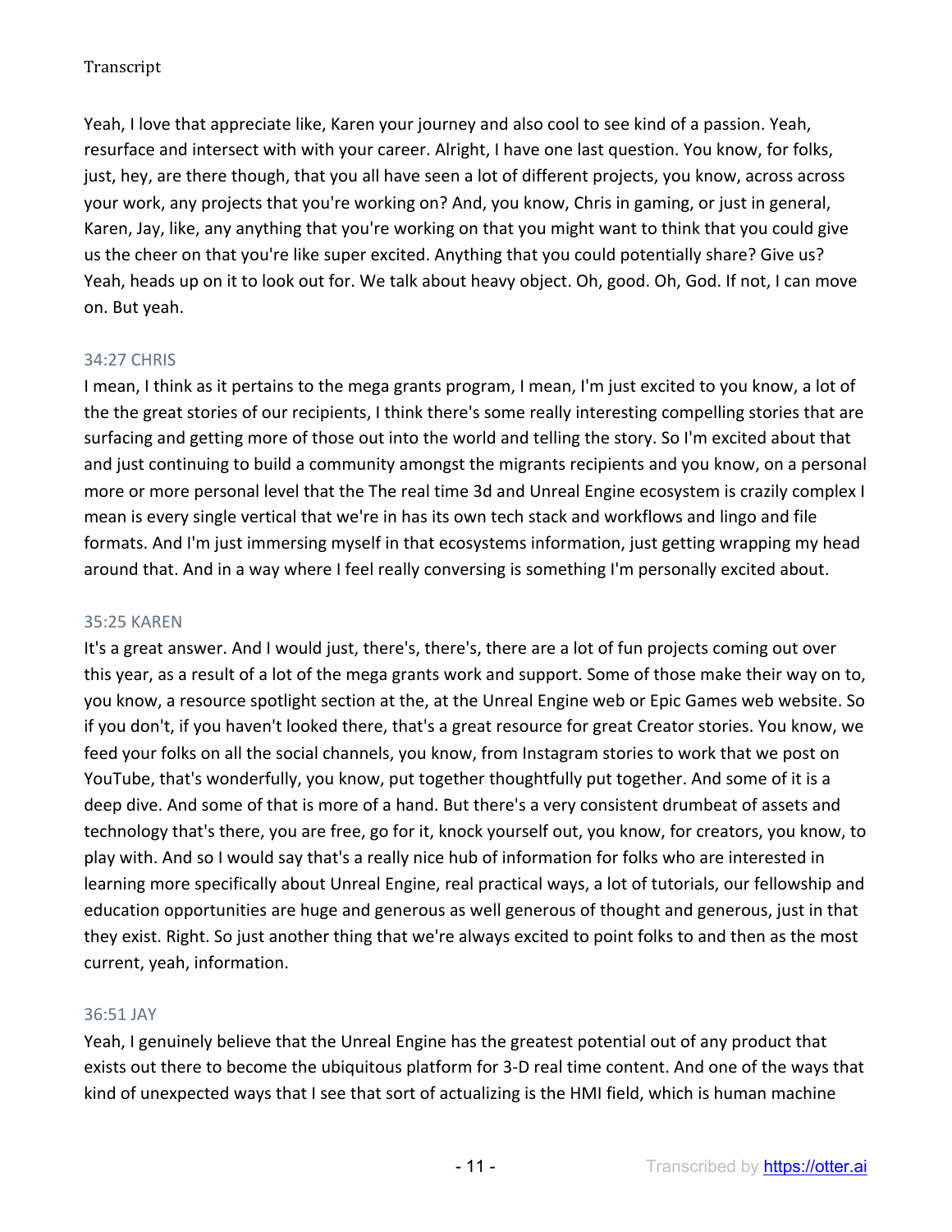Yeah, I love that appreciate like, Karen your journey and also cool to see kind of a passion. Yeah, resurface and intersect with with your career. Alright, I have one last question. You know, for folks, just, hey, are there though, that you all have seen a lot of different projects, you know, across across your work, any projects that you're working on? And, you know, Chris in gaming, or just in general, Karen, Jay, like, any anything that you're working on that you might want to think that you could give us the cheer on that you're like super excited. Anything that you could potentially share? Give us? Yeah, heads up on it to look out for. We talk about heavy object. Oh, good. Oh, God. If not, I can move on. But yeah.

### 34:27 CHRIS

I mean, I think as it pertains to the mega grants program, I mean, I'm just excited to you know, a lot of the the great stories of our recipients, I think there's some really interesting compelling stories that are surfacing and getting more of those out into the world and telling the story. So I'm excited about that and just continuing to build a community amongst the migrants recipients and you know, on a personal more or more personal level that the The real time 3d and Unreal Engine ecosystem is crazily complex I mean is every single vertical that we're in has its own tech stack and workflows and lingo and file formats. And I'm just immersing myself in that ecosystems information, just getting wrapping my head around that. And in a way where I feel really conversing is something I'm personally excited about.

### 35:25 KAREN

It's a great answer. And I would just, there's, there's, there are a lot of fun projects coming out over this year, as a result of a lot of the mega grants work and support. Some of those make their way on to, you know, a resource spotlight section at the, at the Unreal Engine web or Epic Games web website. So if you don't, if you haven't looked there, that's a great resource for great Creator stories. You know, we feed your folks on all the social channels, you know, from Instagram stories to work that we post on YouTube, that's wonderfully, you know, put together thoughtfully put together. And some of it is a deep dive. And some of that is more of a hand. But there's a very consistent drumbeat of assets and technology that's there, you are free, go for it, knock yourself out, you know, for creators, you know, to play with. And so I would say that's a really nice hub of information for folks who are interested in learning more specifically about Unreal Engine, real practical ways, a lot of tutorials, our fellowship and education opportunities are huge and generous as well generous of thought and generous, just in that they exist. Right. So just another thing that we're always excited to point folks to and then as the most current, yeah, information.

### 36:51 JAY

Yeah, I genuinely believe that the Unreal Engine has the greatest potential out of any product that exists out there to become the ubiquitous platform for 3-D real time content. And one of the ways that kind of unexpected ways that I see that sort of actualizing is the HMI field, which is human machine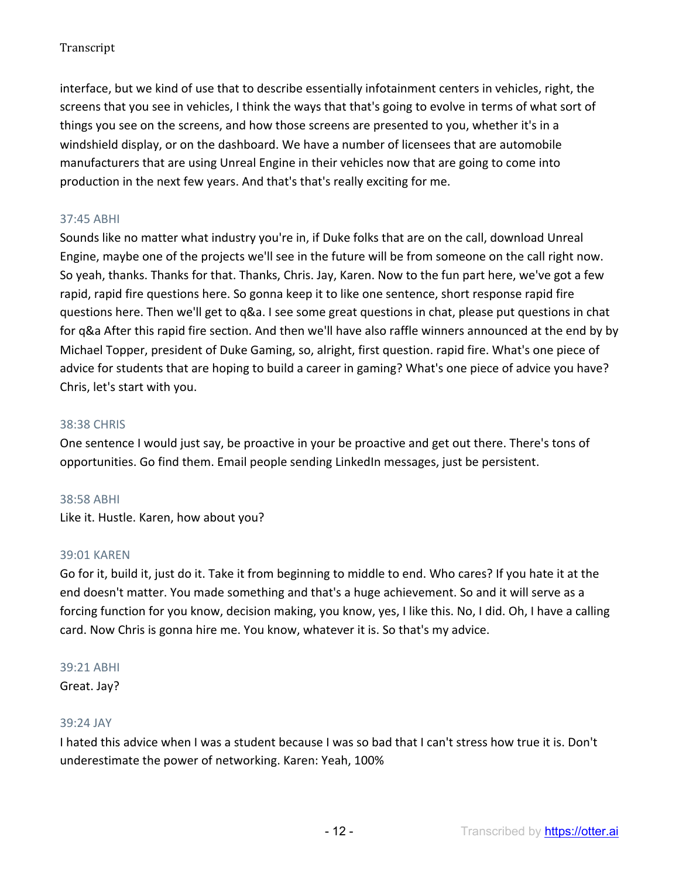interface, but we kind of use that to describe essentially infotainment centers in vehicles, right, the screens that you see in vehicles, I think the ways that that's going to evolve in terms of what sort of things you see on the screens, and how those screens are presented to you, whether it's in a windshield display, or on the dashboard. We have a number of licensees that are automobile manufacturers that are using Unreal Engine in their vehicles now that are going to come into production in the next few years. And that's that's really exciting for me.

37:45 ABHI

Sounds like no matter what industry you're in, if Duke folks that are on the call, download Unreal Engine, maybe one of the projects we'll see in the future will be from someone on the call right now. So yeah, thanks. Thanks for that. Thanks, Chris. Jay, Karen. Now to the fun part here, we've got a few rapid, rapid fire questions here. So gonna keep it to like one sentence, short response rapid fire questions here. Then we'll get to q&a. I see some great questions in chat, please put questions in chat for q&a After this rapid fire section. And then we'll have also raffle winners announced at the end by by Michael Topper, president of Duke Gaming, so, alright, first question. rapid fire. What's one piece of advice for students that are hoping to build a career in gaming? What's one piece of advice you have? Chris, let's start with you.

38:38 CHRIS

One sentence I would just say, be proactive in your be proactive and get out there. There's tons of opportunities. Go find them. Email people sending LinkedIn messages, just be persistent.

38:58 ABHI

Like it. Hustle. Karen, how about you?

39:01 KAREN

Go for it, build it, just do it. Take it from beginning to middle to end. Who cares? If you hate it at the end doesn't matter. You made something and that's a huge achievement. So and it will serve as a forcing function for you know, decision making, you know, yes, I like this. No, I did. Oh, I have a calling card. Now Chris is gonna hire me. You know, whatever it is. So that's my advice.

39:21 ABHI

Great. Jay?

39:24 JAY

I hated this advice when I was a student because I was so bad that I can't stress how true it is. Don't underestimate the power of networking. Karen: Yeah, 100%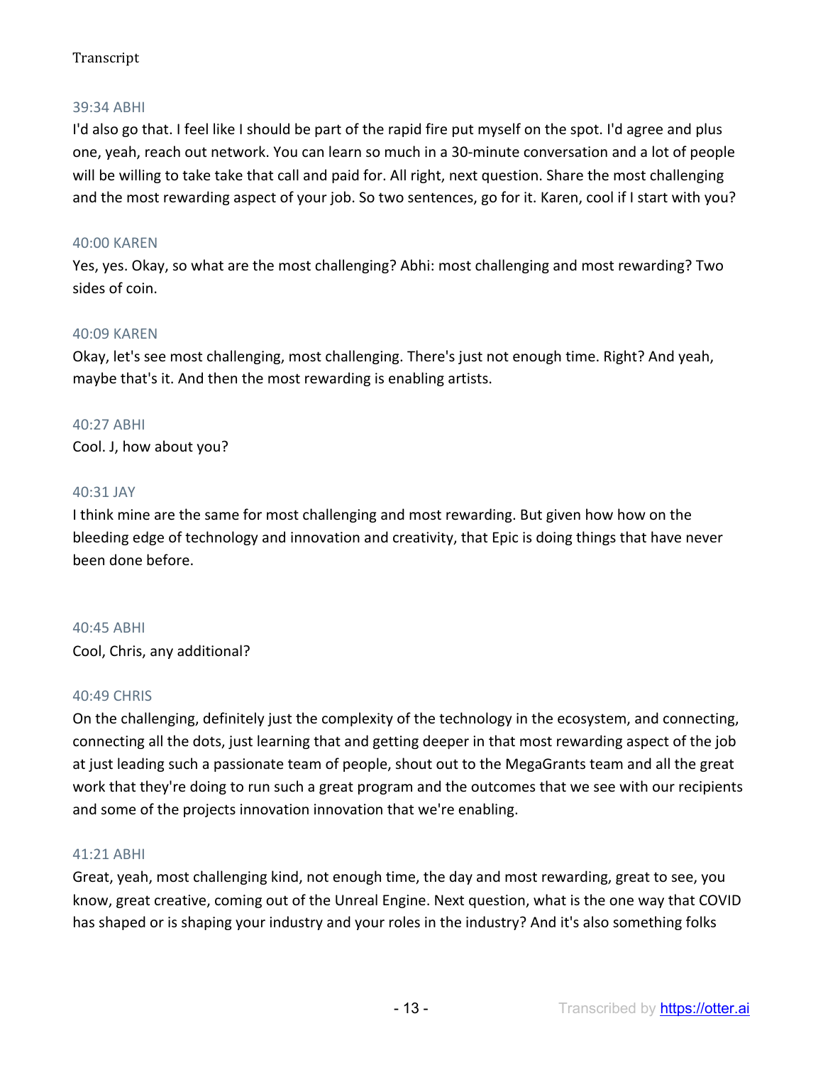39:34 ABHI

I'd also go that. I feel like I should be part of the rapid fire put myself on the spot. I'd agree and plus one, yeah, reach out network. You can learn so much in a 30-minute conversation and a lot of people will be willing to take take that call and paid for. All right, next question. Share the most challenging and the most rewarding aspect of your job. So two sentences, go for it. Karen, cool if I start with you?

40:00 KAREN

Yes, yes. Okay, so what are the most challenging? Abhi: most challenging and most rewarding? Two sides of coin.

40:09 KAREN

Okay, let's see most challenging, most challenging. There's just not enough time. Right? And yeah, maybe that's it. And then the most rewarding is enabling artists.

40:27 ABHI

Cool. J, how about you?

40:31 JAY

I think mine are the same for most challenging and most rewarding. But given how how on the bleeding edge of technology and innovation and creativity, that Epic is doing things that have never been done before.

40:45 ABHI

Cool, Chris, any additional?

40:49 CHRIS

On the challenging, definitely just the complexity of the technology in the ecosystem, and connecting, connecting all the dots, just learning that and getting deeper in that most rewarding aspect of the job at just leading such a passionate team of people, shout out to the MegaGrants team and all the great work that they're doing to run such a great program and the outcomes that we see with our recipients and some of the projects innovation innovation that we're enabling.

41:21 ABHI

Great, yeah, most challenging kind, not enough time, the day and most rewarding, great to see, you know, great creative, coming out of the Unreal Engine. Next question, what is the one way that COVID has shaped or is shaping your industry and your roles in the industry? And it's also something folks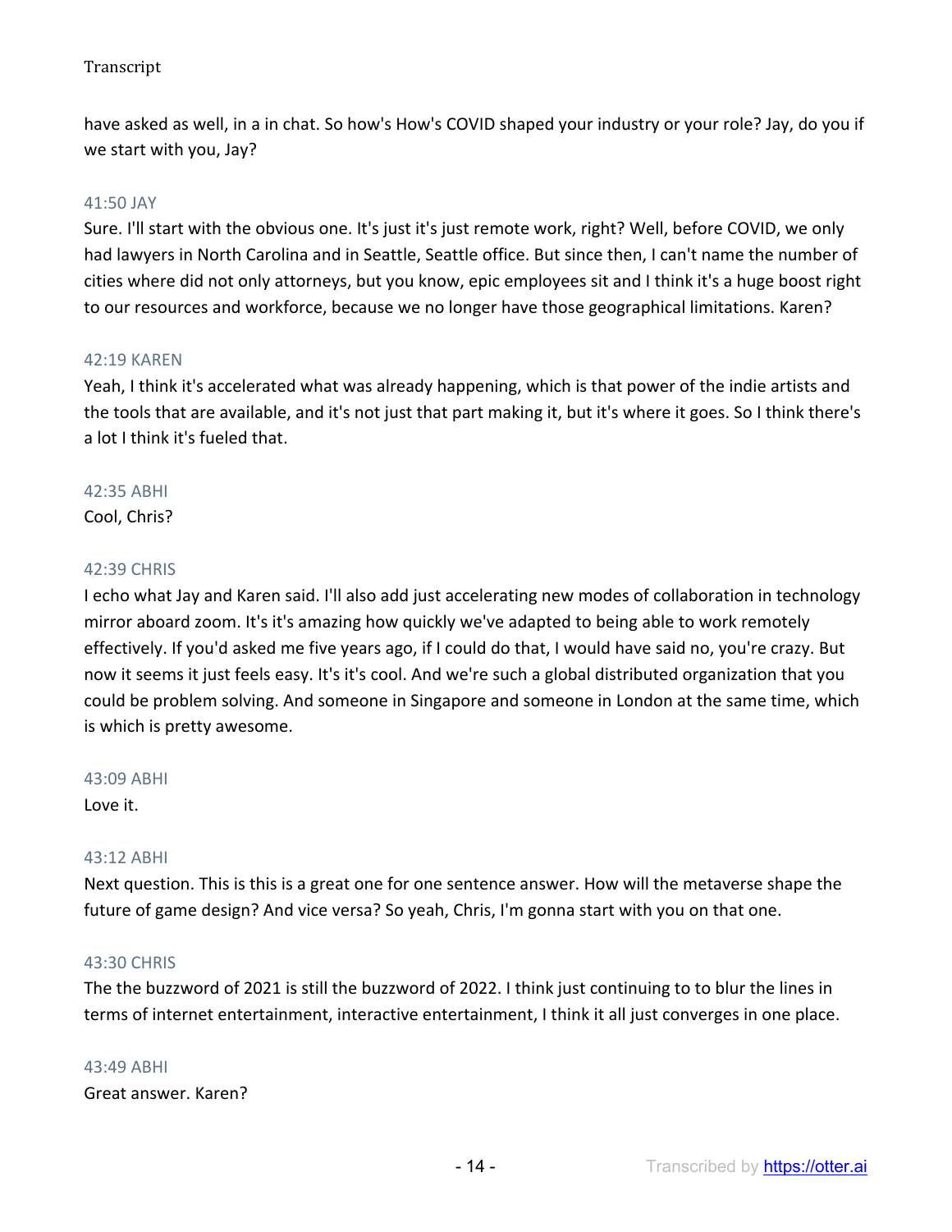have asked as well, in a in chat. So how's How's COVID shaped your industry or your role? Jay, do you if we start with you, Jay?

41:50 JAY

Sure. I'll start with the obvious one. It's just it's just remote work, right? Well, before COVID, we only had lawyers in North Carolina and in Seattle, Seattle office. But since then, I can't name the number of cities where did not only attorneys, but you know, epic employees sit and I think it's a huge boost right to our resources and workforce, because we no longer have those geographical limitations. Karen?

42:19 KAREN

Yeah, I think it's accelerated what was already happening, which is that power of the indie artists and the tools that are available, and it's not just that part making it, but it's where it goes. So I think there's a lot I think it's fueled that.

42:35 ABHI

Cool, Chris?

42:39 CHRIS

I echo what Jay and Karen said. I'll also add just accelerating new modes of collaboration in technology mirror aboard zoom. It's it's amazing how quickly we've adapted to being able to work remotely effectively. If you'd asked me five years ago, if I could do that, I would have said no, you're crazy. But now it seems it just feels easy. It's it's cool. And we're such a global distributed organization that you could be problem solving. And someone in Singapore and someone in London at the same time, which is which is pretty awesome.

43:09 ABHI

Love it.

43:12 ABHI

Next question. This is this is a great one for one sentence answer. How will the metaverse shape the future of game design? And vice versa? So yeah, Chris, I'm gonna start with you on that one.

43:30 CHRIS

The the buzzword of 2021 is still the buzzword of 2022. I think just continuing to to blur the lines in terms of internet entertainment, interactive entertainment, I think it all just converges in one place.

43:49 ABHI

Great answer. Karen?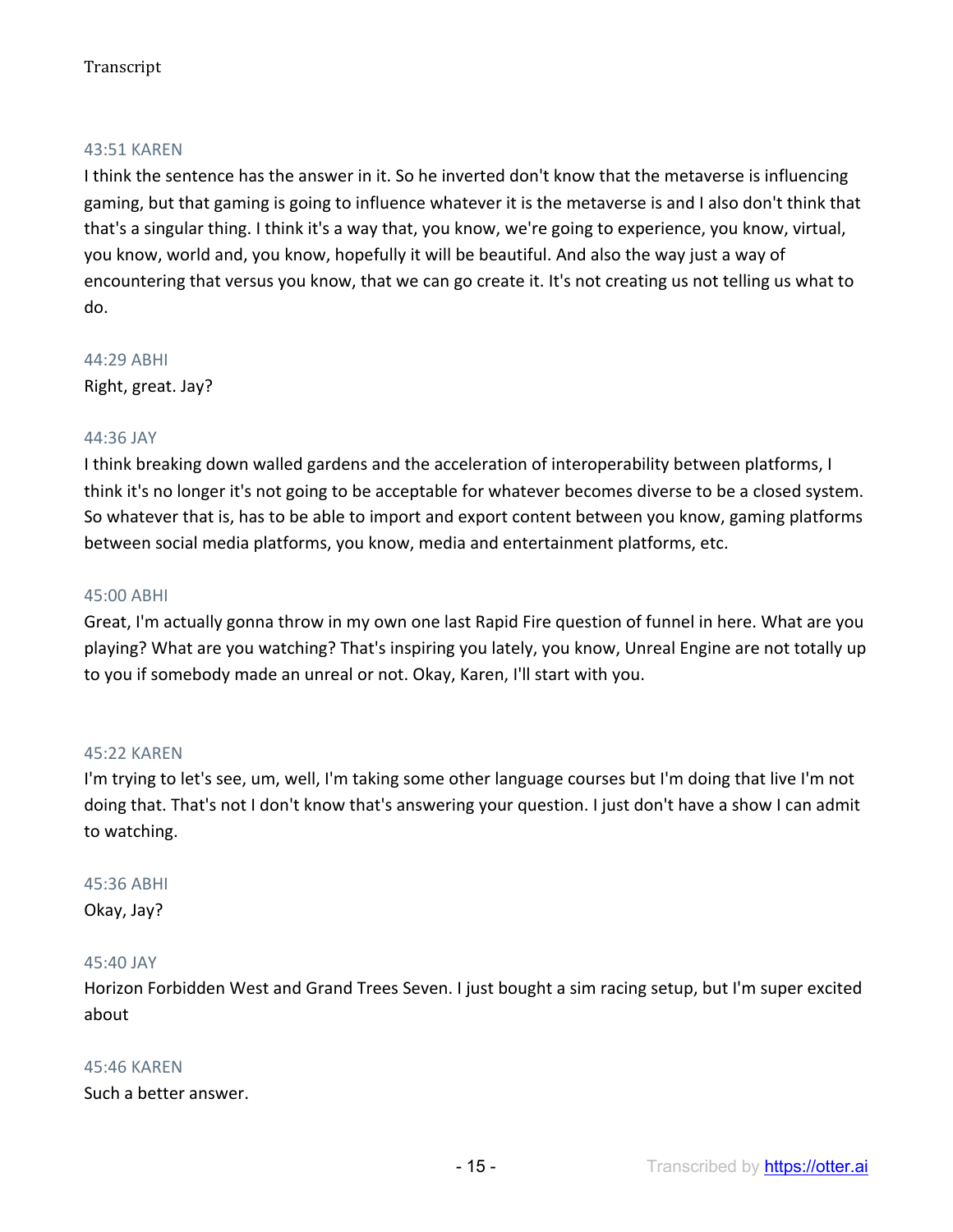43:51 KAREN

I think the sentence has the answer in it. So he inverted don't know that the metaverse is influencing gaming, but that gaming is going to influence whatever it is the metaverse is and I also don't think that that's a singular thing. I think it's a way that, you know, we're going to experience, you know, virtual, you know, world and, you know, hopefully it will be beautiful. And also the way just a way of encountering that versus you know, that we can go create it. It's not creating us not telling us what to do.

44:29 ABHI

Right, great. Jay?

44:36 JAY

I think breaking down walled gardens and the acceleration of interoperability between platforms, I think it's no longer it's not going to be acceptable for whatever becomes diverse to be a closed system. So whatever that is, has to be able to import and export content between you know, gaming platforms between social media platforms, you know, media and entertainment platforms, etc.

45:00 ABHI

Great, I'm actually gonna throw in my own one last Rapid Fire question of funnel in here. What are you playing? What are you watching? That's inspiring you lately, you know, Unreal Engine are not totally up to you if somebody made an unreal or not. Okay, Karen, I'll start with you.

45:22 KAREN

I'm trying to let's see, um, well, I'm taking some other language courses but I'm doing that live I'm not doing that. That's not I don't know that's answering your question. I just don't have a show I can admit to watching.

45:36 ABHI

Okay, Jay?

45:40 JAY

Horizon Forbidden West and Grand Trees Seven. I just bought a sim racing setup, but I'm super excited about

45:46 KAREN

Such a better answer.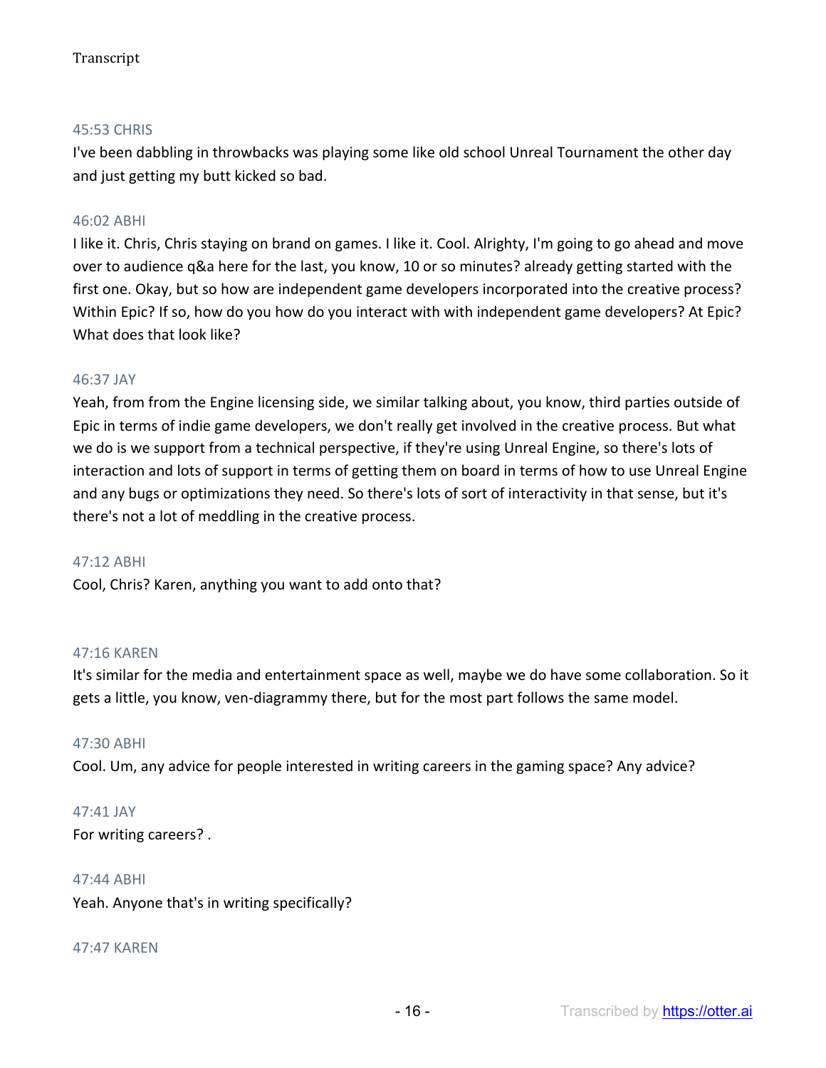45:53 CHRIS

I've been dabbling in throwbacks was playing some like old school Unreal Tournament the other day and just getting my butt kicked so bad.

46:02 ABHI

I like it. Chris, Chris staying on brand on games. I like it. Cool. Alrighty, I'm going to go ahead and move over to audience q&a here for the last, you know, 10 or so minutes? already getting started with the first one. Okay, but so how are independent game developers incorporated into the creative process? Within Epic? If so, how do you how do you interact with with independent game developers? At Epic? What does that look like?

46:37 JAY

Yeah, from from the Engine licensing side, we similar talking about, you know, third parties outside of Epic in terms of indie game developers, we don't really get involved in the creative process. But what we do is we support from a technical perspective, if they're using Unreal Engine, so there's lots of interaction and lots of support in terms of getting them on board in terms of how to use Unreal Engine and any bugs or optimizations they need. So there's lots of sort of interactivity in that sense, but it's there's not a lot of meddling in the creative process.

47:12 ABHI

Cool, Chris? Karen, anything you want to add onto that?

47:16 KAREN

It's similar for the media and entertainment space as well, maybe we do have some collaboration. So it gets a little, you know, ven-diagrammy there, but for the most part follows the same model.

47:30 ABHI

Cool. Um, any advice for people interested in writing careers in the gaming space? Any advice?

47:41 JAY

For writing careers? .

47:44 ABHI

Yeah. Anyone that's in writing specifically?

47:47 KAREN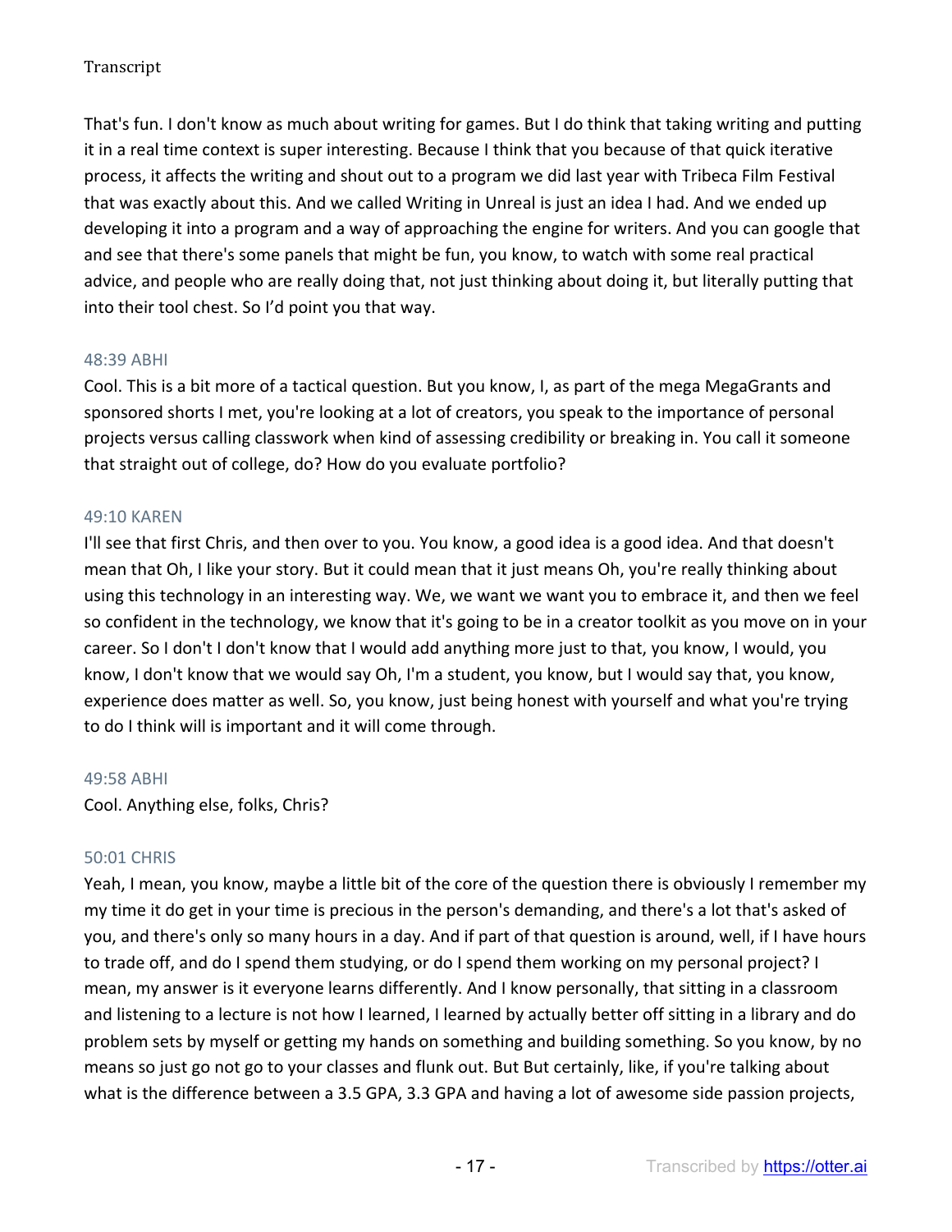That's fun. I don't know as much about writing for games. But I do think that taking writing and putting it in a real time context is super interesting. Because I think that you because of that quick iterative process, it affects the writing and shout out to a program we did last year with Tribeca Film Festival that was exactly about this. And we called Writing in Unreal is just an idea I had. And we ended up developing it into a program and a way of approaching the engine for writers. And you can google that and see that there's some panels that might be fun, you know, to watch with some real practical advice, and people who are really doing that, not just thinking about doing it, but literally putting that into their tool chest. So I'd point you that way.

48:39 ABHI

Cool. This is a bit more of a tactical question. But you know, I, as part of the mega MegaGrants and sponsored shorts I met, you're looking at a lot of creators, you speak to the importance of personal projects versus calling classwork when kind of assessing credibility or breaking in. You call it someone that straight out of college, do? How do you evaluate portfolio?

49:10 KAREN

I'll see that first Chris, and then over to you. You know, a good idea is a good idea. And that doesn't mean that Oh, I like your story. But it could mean that it just means Oh, you're really thinking about using this technology in an interesting way. We, we want we want you to embrace it, and then we feel so confident in the technology, we know that it's going to be in a creator toolkit as you move on in your career. So I don't I don't know that I would add anything more just to that, you know, I would, you know, I don't know that we would say Oh, I'm a student, you know, but I would say that, you know, experience does matter as well. So, you know, just being honest with yourself and what you're trying to do I think will is important and it will come through.

49:58 ABHI

Cool. Anything else, folks, Chris?

50:01 CHRIS

Yeah, I mean, you know, maybe a little bit of the core of the question there is obviously I remember my my time it do get in your time is precious in the person's demanding, and there's a lot that's asked of you, and there's only so many hours in a day. And if part of that question is around, well, if I have hours to trade off, and do I spend them studying, or do I spend them working on my personal project? I mean, my answer is it everyone learns differently. And I know personally, that sitting in a classroom and listening to a lecture is not how I learned, I learned by actually better off sitting in a library and do problem sets by myself or getting my hands on something and building something. So you know, by no means so just go not go to your classes and flunk out. But But certainly, like, if you're talking about what is the difference between a 3.5 GPA, 3.3 GPA and having a lot of awesome side passion projects,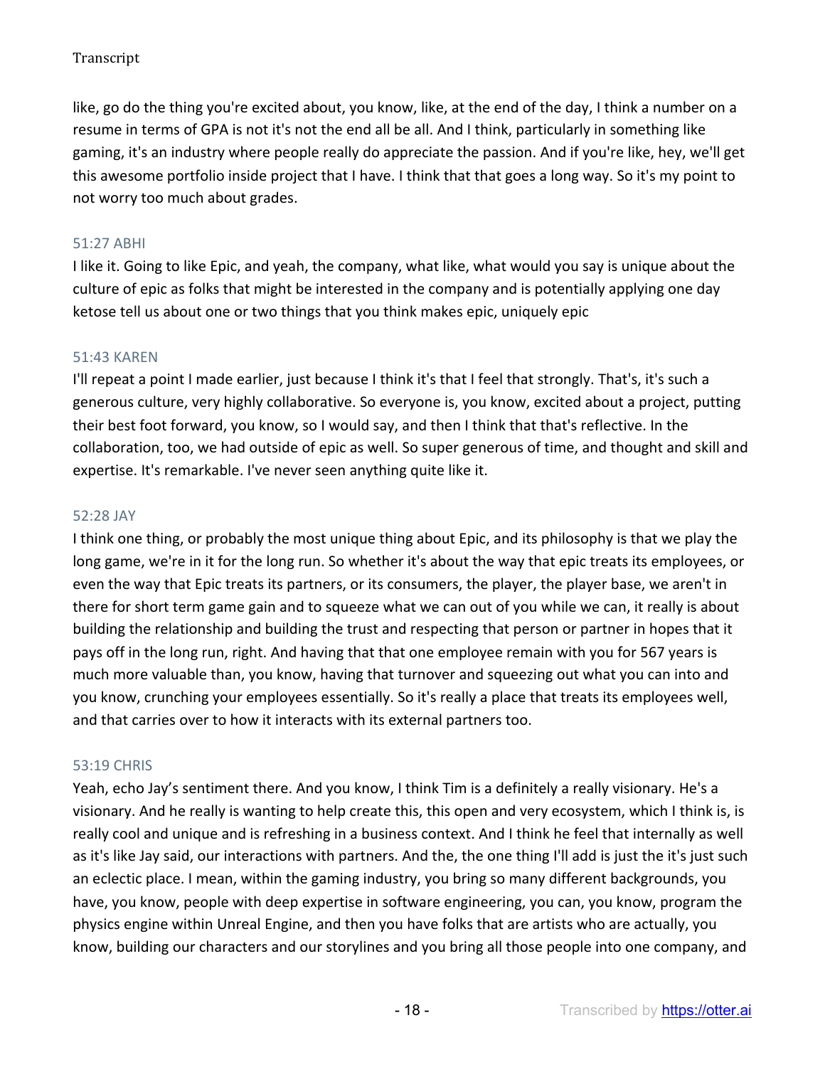like, go do the thing you're excited about, you know, like, at the end of the day, I think a number on a resume in terms of GPA is not it's not the end all be all. And I think, particularly in something like gaming, it's an industry where people really do appreciate the passion. And if you're like, hey, we'll get this awesome portfolio inside project that I have. I think that that goes a long way. So it's my point to not worry too much about grades.

51:27 ABHI

I like it. Going to like Epic, and yeah, the company, what like, what would you say is unique about the culture of epic as folks that might be interested in the company and is potentially applying one day ketose tell us about one or two things that you think makes epic, uniquely epic

51:43 KAREN

I'll repeat a point I made earlier, just because I think it's that I feel that strongly. That's, it's such a generous culture, very highly collaborative. So everyone is, you know, excited about a project, putting their best foot forward, you know, so I would say, and then I think that that's reflective. In the collaboration, too, we had outside of epic as well. So super generous of time, and thought and skill and expertise. It's remarkable. I've never seen anything quite like it.

52:28 JAY

I think one thing, or probably the most unique thing about Epic, and its philosophy is that we play the long game, we're in it for the long run. So whether it's about the way that epic treats its employees, or even the way that Epic treats its partners, or its consumers, the player, the player base, we aren't in there for short term game gain and to squeeze what we can out of you while we can, it really is about building the relationship and building the trust and respecting that person or partner in hopes that it pays off in the long run, right. And having that that one employee remain with you for 567 years is much more valuable than, you know, having that turnover and squeezing out what you can into and you know, crunching your employees essentially. So it's really a place that treats its employees well, and that carries over to how it interacts with its external partners too.

53:19 CHRIS

Yeah, echo Jay's sentiment there. And you know, I think Tim is a definitely a really visionary. He's a visionary. And he really is wanting to help create this, this open and very ecosystem, which I think is, is really cool and unique and is refreshing in a business context. And I think he feel that internally as well as it's like Jay said, our interactions with partners. And the, the one thing I'll add is just the it's just such an eclectic place. I mean, within the gaming industry, you bring so many different backgrounds, you have, you know, people with deep expertise in software engineering, you can, you know, program the physics engine within Unreal Engine, and then you have folks that are artists who are actually, you know, building our characters and our storylines and you bring all those people into one company, and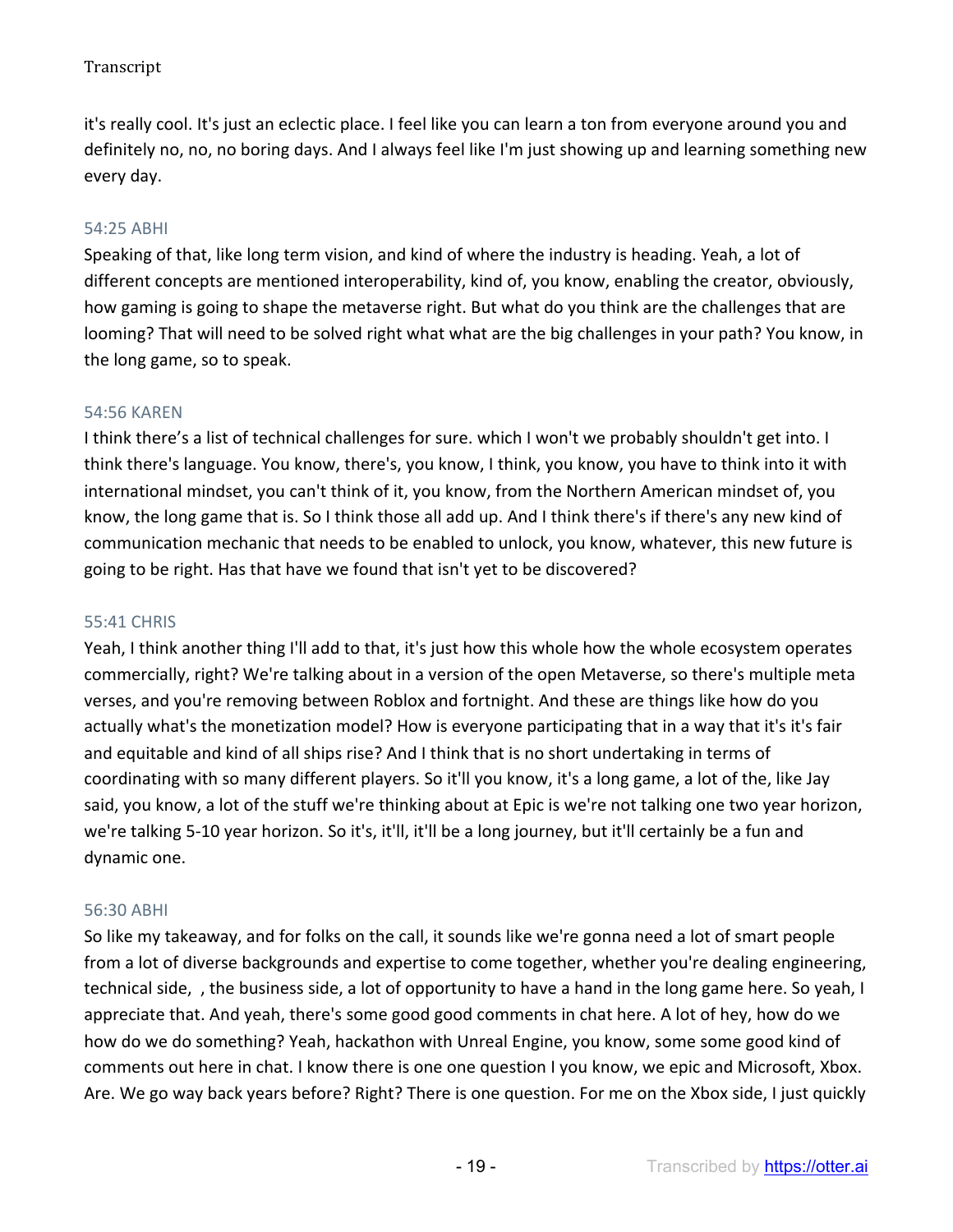it's really cool. It's just an eclectic place. I feel like you can learn a ton from everyone around you and definitely no, no, no boring days. And I always feel like I'm just showing up and learning something new every day.

54:25 ABHI

Speaking of that, like long term vision, and kind of where the industry is heading. Yeah, a lot of different concepts are mentioned interoperability, kind of, you know, enabling the creator, obviously, how gaming is going to shape the metaverse right. But what do you think are the challenges that are looming? That will need to be solved right what what are the big challenges in your path? You know, in the long game, so to speak.

54:56 KAREN

I think there's a list of technical challenges for sure. which I won't we probably shouldn't get into. I think there's language. You know, there's, you know, I think, you know, you have to think into it with international mindset, you can't think of it, you know, from the Northern American mindset of, you know, the long game that is. So I think those all add up. And I think there's if there's any new kind of communication mechanic that needs to be enabled to unlock, you know, whatever, this new future is going to be right. Has that have we found that isn't yet to be discovered?

55:41 CHRIS

Yeah, I think another thing I'll add to that, it's just how this whole how the whole ecosystem operates commercially, right? We're talking about in a version of the open Metaverse, so there's multiple meta verses, and you're removing between Roblox and fortnight. And these are things like how do you actually what's the monetization model? How is everyone participating that in a way that it's it's fair and equitable and kind of all ships rise? And I think that is no short undertaking in terms of coordinating with so many different players. So it'll you know, it's a long game, a lot of the, like Jay said, you know, a lot of the stuff we're thinking about at Epic is we're not talking one two year horizon, we're talking 5-10 year horizon. So it's, it'll, it'll be a long journey, but it'll certainly be a fun and dynamic one.

56:30 ABHI

So like my takeaway, and for folks on the call, it sounds like we're gonna need a lot of smart people from a lot of diverse backgrounds and expertise to come together, whether you're dealing engineering, technical side, , the business side, a lot of opportunity to have a hand in the long game here. So yeah, I appreciate that. And yeah, there's some good good comments in chat here. A lot of hey, how do we how do we do something? Yeah, hackathon with Unreal Engine, you know, some some good kind of comments out here in chat. I know there is one one question I you know, we epic and Microsoft, Xbox. Are. We go way back years before? Right? There is one question. For me on the Xbox side, I just quickly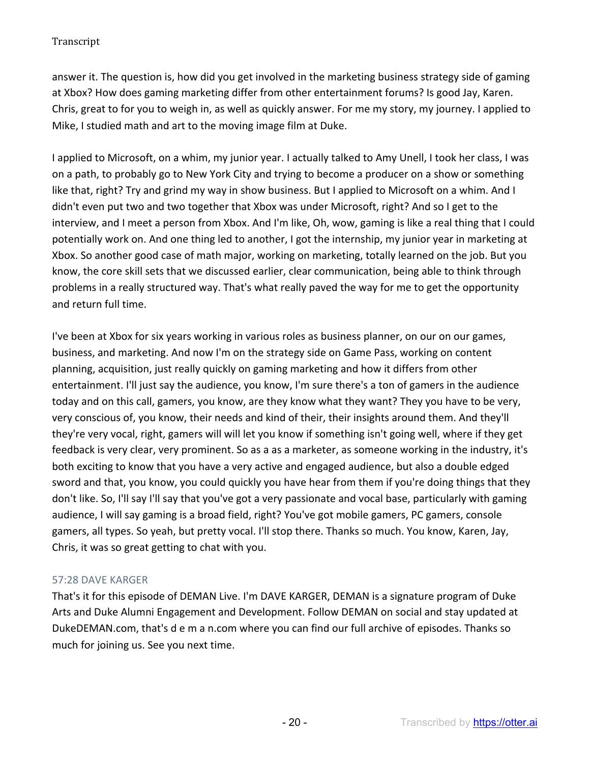answer it. The question is, how did you get involved in the marketing business strategy side of gaming at Xbox? How does gaming marketing differ from other entertainment forums? Is good Jay, Karen. Chris, great to for you to weigh in, as well as quickly answer. For me my story, my journey. I applied to Mike, I studied math and art to the moving image film at Duke.

I applied to Microsoft, on a whim, my junior year. I actually talked to Amy Unell, I took her class, I was on a path, to probably go to New York City and trying to become a producer on a show or something like that, right? Try and grind my way in show business. But I applied to Microsoft on a whim. And I didn't even put two and two together that Xbox was under Microsoft, right? And so I get to the interview, and I meet a person from Xbox. And I'm like, Oh, wow, gaming is like a real thing that I could potentially work on. And one thing led to another, I got the internship, my junior year in marketing at Xbox. So another good case of math major, working on marketing, totally learned on the job. But you know, the core skill sets that we discussed earlier, clear communication, being able to think through problems in a really structured way. That's what really paved the way for me to get the opportunity and return full time.

I've been at Xbox for six years working in various roles as business planner, on our on our games, business, and marketing. And now I'm on the strategy side on Game Pass, working on content planning, acquisition, just really quickly on gaming marketing and how it differs from other entertainment. I'll just say the audience, you know, I'm sure there's a ton of gamers in the audience today and on this call, gamers, you know, are they know what they want? They you have to be very, very conscious of, you know, their needs and kind of their, their insights around them. And they'll they're very vocal, right, gamers will will let you know if something isn't going well, where if they get feedback is very clear, very prominent. So as a as a marketer, as someone working in the industry, it's both exciting to know that you have a very active and engaged audience, but also a double edged sword and that, you know, you could quickly you have hear from them if you're doing things that they don't like. So, I'll say I'll say that you've got a very passionate and vocal base, particularly with gaming audience, I will say gaming is a broad field, right? You've got mobile gamers, PC gamers, console gamers, all types. So yeah, but pretty vocal. I'll stop there. Thanks so much. You know, Karen, Jay, Chris, it was so great getting to chat with you.

57:28 DAVE KARGER

That's it for this episode of DEMAN Live. I'm DAVE KARGER, DEMAN is a signature program of Duke Arts and Duke Alumni Engagement and Development. Follow DEMAN on social and stay updated at DukeDEMAN.com, that's d e m a n.com where you can find our full archive of episodes. Thanks so much for joining us. See you next time.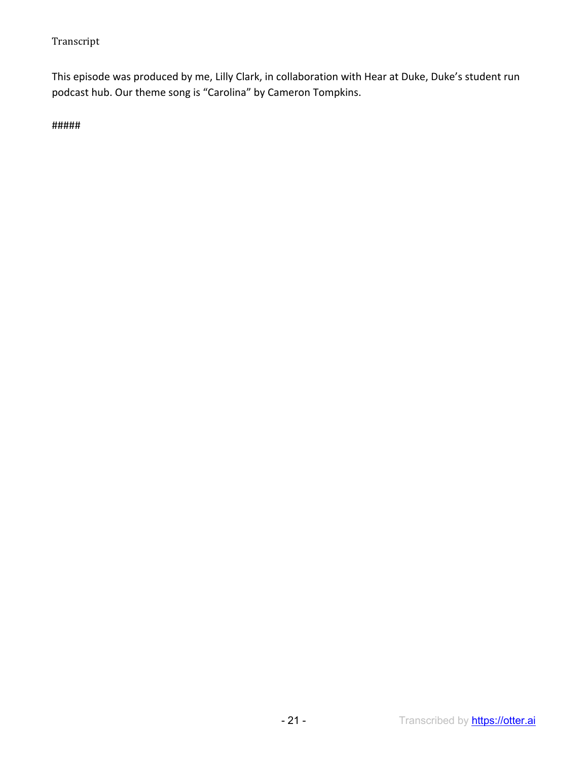This episode was produced by me, Lilly Clark, in collaboration with Hear at Duke, Duke's student run podcast hub. Our theme song is "Carolina" by Cameron Tompkins.

#####